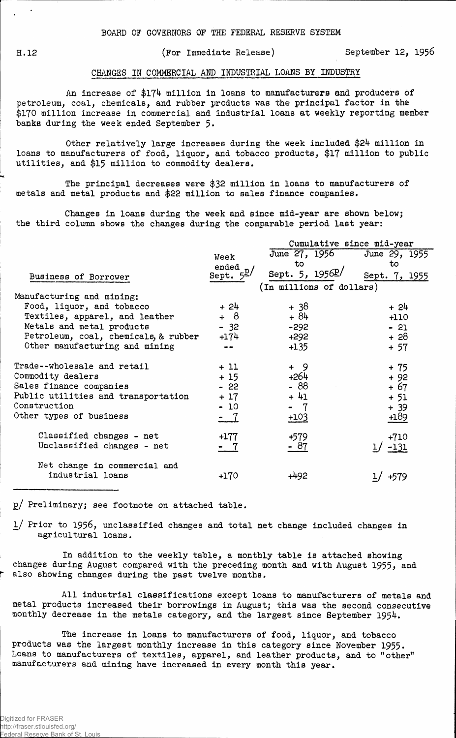BOARD OF GOVERNORS OF THE FEDERAL RESERVE SYSTEM

H.12 (For Immediate Release) September 12, 1956

## CHANGES IN COMMERCIAL AND INDUSTRIAL LOANS BY INDUSTRY

An increase of $174 million in loans to manufacturers and producers of petroleum, coal, chemicals, and rubber products was the principal factor in the $170 million increase in commercial and industrial loans at weekly reporting member banks during the week ended September 5.

Other relatively large increases during the week included $24 million in loans to manufacturers of food, liquor, and tobacco products, $17 million to public utilities, and $15 million to commodity dealers.

The principal decreases were $32 million in loans to manufacturers of metals and metal products and $22 million to sales finance companies.

Changes in loans during the week and since mid-year are shown below; the third column shows the changes during the comparable period last year:

| Business of Borrower | Week ended Sept. 5 p/ | Cumulative since mid-year: June 27, 1956 to Sept. 5, 1956 p/ | Cumulative since mid-year: June 29, 1955 to Sept. 7, 1955 |
|---|---|---|---|
| | (In millions of dollars) | | |
| Manufacturing and mining: | | | |
| Food, liquor, and tobacco | + 24 | + 38 | + 24 |
| Textiles, apparel, and leather | + 8 | + 84 | +110 |
| Metals and metal products | - 32 | -292 | - 21 |
| Petroleum, coal, chemicals, & rubber | +174 | +292 | + 28 |
| Other manufacturing and mining | -- | +135 | + 57 |
| Trade--wholesale and retail | + 11 | + 9 | + 75 |
| Commodity dealers | + 15 | +264 | + 92 |
| Sales finance companies | - 22 | - 88 | + 67 |
| Public utilities and transportation | + 17 | + 41 | + 51 |
| Construction | - 10 | - 7 | + 39 |
| Other types of business | - 7 | +103 | +189 |
| Classified changes - net | +177 | +579 | +710 |
| Unclassified changes - net | - 7 | - 87 | 1/ -131 |
| Net change in commercial and industrial loans | +170 | +492 | 1/ +579 |

p/ Preliminary; see footnote on attached table.

1/ Prior to 1956, unclassified changes and total net change included changes in agricultural loans.

In addition to the weekly table, a monthly table is attached showing changes during August compared with the preceding month and with August 1955, and also showing changes during the past twelve months.

All industrial classifications except loans to manufacturers of metals and metal products increased their borrowings in August; this was the second consecutive monthly decrease in the metals category, and the largest since September 1954.

The increase in loans to manufacturers of food, liquor, and tobacco products was the largest monthly increase in this category since November 1955. Loans to manufacturers of textiles, apparel, and leather products, and to "other" manufacturers and mining have increased in every month this year.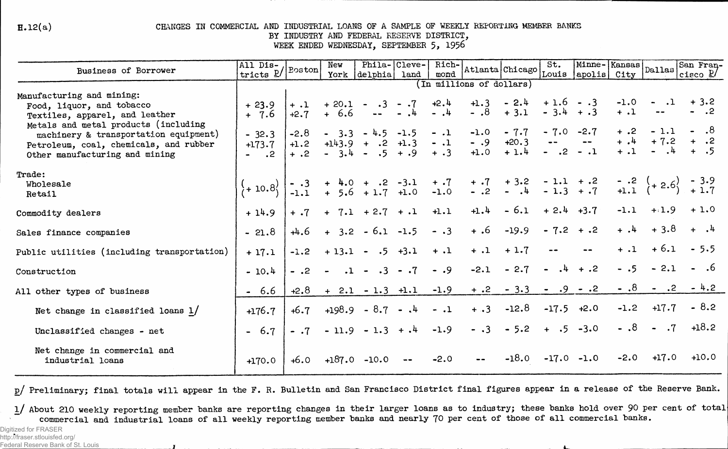H.12(a)

# CHANGES IN COMMERCIAL AND INDUSTRIAL LOANS OF A SAMPLE OF WEEKLY REPORTING MEMBER BANKS BY INDUSTRY AND FEDERAL RESERVE DISTRICT, WEEK ENDED WEDNESDAY, SEPTEMBER 5, 1956

| Business of Borrower | All Districts p/ | Boston | New York | Philadelphia | Cleveland | Richmond | Atlanta | Chicago | St. Louis | Minneapolis | Kansas City | Dallas | San Francisco p/ |
|---|---|---|---|---|---|---|---|---|---|---|---|---|---|
| | (In millions of dollars) | | | | | | | | | | | | |
| Manufacturing and mining: | | | | | | | | | | | | | |
| Food, liquor, and tobacco | + 23.9 | + .1 | + 20.1 | - .3 | - .7 | +2.4 | +1.3 | - 2.4 | + 1.6 | - .3 | -1.0 | - .1 | + 3.2 |
| Textiles, apparel, and leather | + 7.6 | +2.7 | + 6.6 | -- | - .4 | - .4 | - .8 | + 3.1 | - 3.4 | + .3 | + .1 | -- | - .2 |
| Metals and metal products (including machinery & transportation equipment) | - 32.3 | -2.8 | - 3.3 | - 4.5 | -1.5 | - .1 | -1.0 | - 7.7 | - 7.0 | -2.7 | + .2 | - 1.1 | - .8 |
| Petroleum, coal, chemicals, and rubber | +173.7 | +1.2 | +143.9 | + .2 | +1.3 | - .1 | - .9 | +20.3 | -- | -- | + .4 | + 7.2 | + .2 |
| Other manufacturing and mining | - .2 | + .2 | - 3.4 | - .5 | + .9 | + .3 | +1.0 | + 1.4 | - .2 | - .1 | + .1 | - .4 | + .5 |
| Trade: | | | | | | | | | | | | | |
| Wholesale | + 10.8 | - .3 | + 4.0 | + .2 | -3.1 | + .7 | + .7 | + 3.2 | - 1.1 | + .2 | - .2 | + 2.6 | - 3.9 |
| Retail | | -1.1 | + 5.6 | + 1.7 | +1.0 | -1.0 | - .2 | - .4 | - 1.3 | + .7 | +1.1 | | + 1.7 |
| Commodity dealers | + 14.9 | + .7 | + 7.1 | + 2.7 | + .1 | +1.1 | +1.4 | - 6.1 | + 2.4 | +3.7 | -1.1 | + 1.9 | + 1.0 |
| Sales finance companies | - 21.8 | +4.6 | + 3.2 | - 6.1 | -1.5 | - .3 | + .6 | -19.9 | - 7.2 | + .2 | + .4 | + 3.8 | + .4 |
| Public utilities (including transportation) | + 17.1 | -1.2 | + 13.1 | - .5 | +3.1 | + .1 | + .1 | + 1.7 | -- | -- | + .1 | + 6.1 | - 5.5 |
| Construction | - 10.4 | - .2 | - .1 | - .3 | - .7 | - .9 | -2.1 | - 2.7 | - .4 | + .2 | - .5 | - 2.1 | - .6 |
| All other types of business | - 6.6 | +2.8 | + 2.1 | - 1.3 | +1.1 | -1.9 | + .2 | - 3.3 | - .9 | - .2 | - .8 | - .2 | - 4.2 |
| Net change in classified loans 1/ | +176.7 | +6.7 | +198.9 | - 8.7 | - .4 | - .1 | + .3 | -12.8 | -17.5 | +2.0 | -1.2 | +17.7 | - 8.2 |
| Unclassified changes - net | - 6.7 | - .7 | - 11.9 | - 1.3 | + .4 | -1.9 | - .3 | - 5.2 | + .5 | -3.0 | - .8 | - .7 | +18.2 |
| Net change in commercial and industrial loans | +170.0 | +6.0 | +187.0 | -10.0 | -- | -2.0 | -- | -18.0 | -17.0 | -1.0 | -2.0 | +17.0 | +10.0 |

p/ Preliminary; final totals will appear in the F. R. Bulletin and San Francisco District final figures appear in a release of the Reserve Bank.

1/ About 210 weekly reporting member banks are reporting changes in their larger loans as to industry; these banks hold over 90 per cent of total commercial and industrial loans of all weekly reporting member banks and nearly 70 per cent of those of all commercial banks.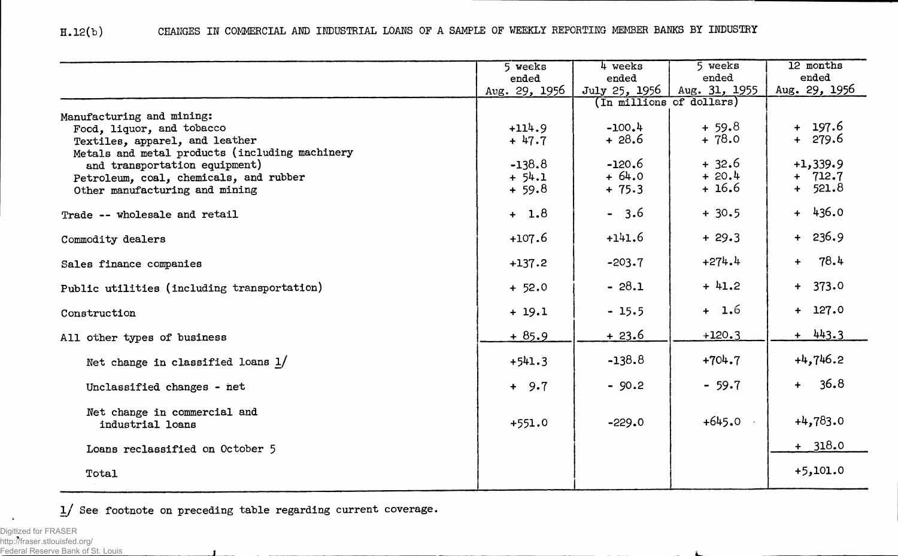H.12(b) CHANGES IN COMMERCIAL AND INDUSTRIAL LOANS OF A SAMPLE OF WEEKLY REPORTING MEMBER BANKS BY INDUSTRY

| | 5 weeks ended Aug. 29, 1956 | 4 weeks ended July 25, 1956 | 5 weeks ended Aug. 31, 1955 | 12 months ended Aug. 29, 1956 |
|---|---|---|---|---|
| | (In millions of dollars) | | | |
| Manufacturing and mining: | | | | |
| Food, liquor, and tobacco | +114.9 | -100.4 | + 59.8 | + 197.6 |
| Textiles, apparel, and leather | + 47.7 | + 28.6 | + 78.0 | + 279.6 |
| Metals and metal products (including machinery and transportation equipment) | -138.8 | -120.6 | + 32.6 | +1,339.9 |
| Petroleum, coal, chemicals, and rubber | + 54.1 | + 64.0 | + 20.4 | + 712.7 |
| Other manufacturing and mining | + 59.8 | + 75.3 | + 16.6 | + 521.8 |
| Trade -- wholesale and retail | + 1.8 | - 3.6 | + 30.5 | + 436.0 |
| Commodity dealers | +107.6 | +141.6 | + 29.3 | + 236.9 |
| Sales finance companies | +137.2 | -203.7 | +274.4 | + 78.4 |
| Public utilities (including transportation) | + 52.0 | - 28.1 | + 41.2 | + 373.0 |
| Construction | + 19.1 | - 15.5 | + 1.6 | + 127.0 |
| All other types of business | + 85.9 | + 23.6 | +120.3 | + 443.3 |
| Net change in classified loans 1/ | +541.3 | -138.8 | +704.7 | +4,746.2 |
| Unclassified changes - net | + 9.7 | - 90.2 | - 59.7 | + 36.8 |
| Net change in commercial and industrial loans | +551.0 | -229.0 | +645.0 | +4,783.0 |
| Loans reclassified on October 5 | | | | + 318.0 |
| Total | | | | +5,101.0 |

1/ See footnote on preceding table regarding current coverage.